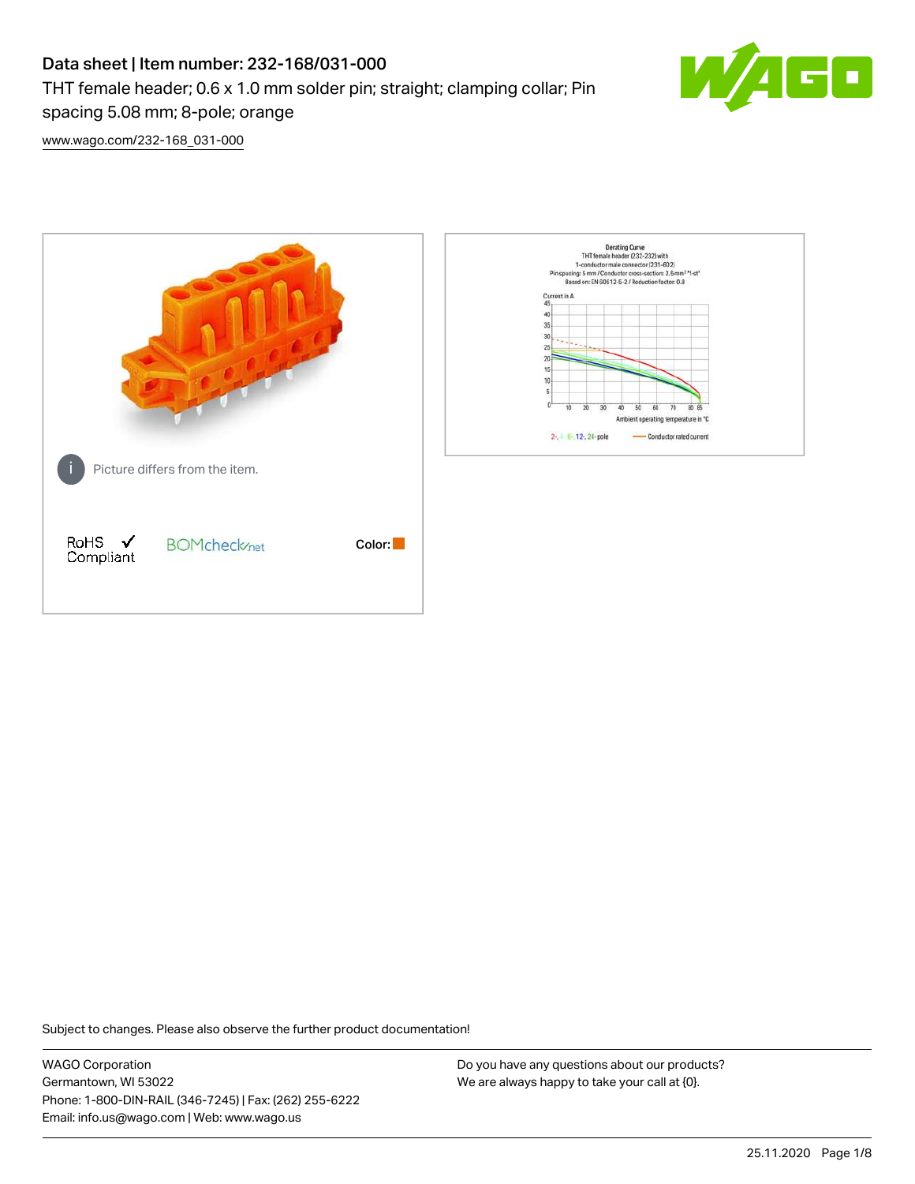# Data sheet | Item number: 232-168/031-000

THT female header; 0.6 x 1.0 mm solder pin; straight; clamping collar; Pin spacing 5.08 mm; 8-pole; orange

www.wago.com/232-168_031-000

Picture differs from the item.

RoHS Compliant ✓

BOMcheck.net

Color:

Subject to changes. Please also observe the further product documentation!

WAGO Corporation
Germantown, WI 53022
Phone: 1-800-DIN-RAIL (346-7245) | Fax: (262) 255-6222
Email: info.us@wago.com | Web: www.wago.us

Do you have any questions about our products?
We are always happy to take your call at {0}.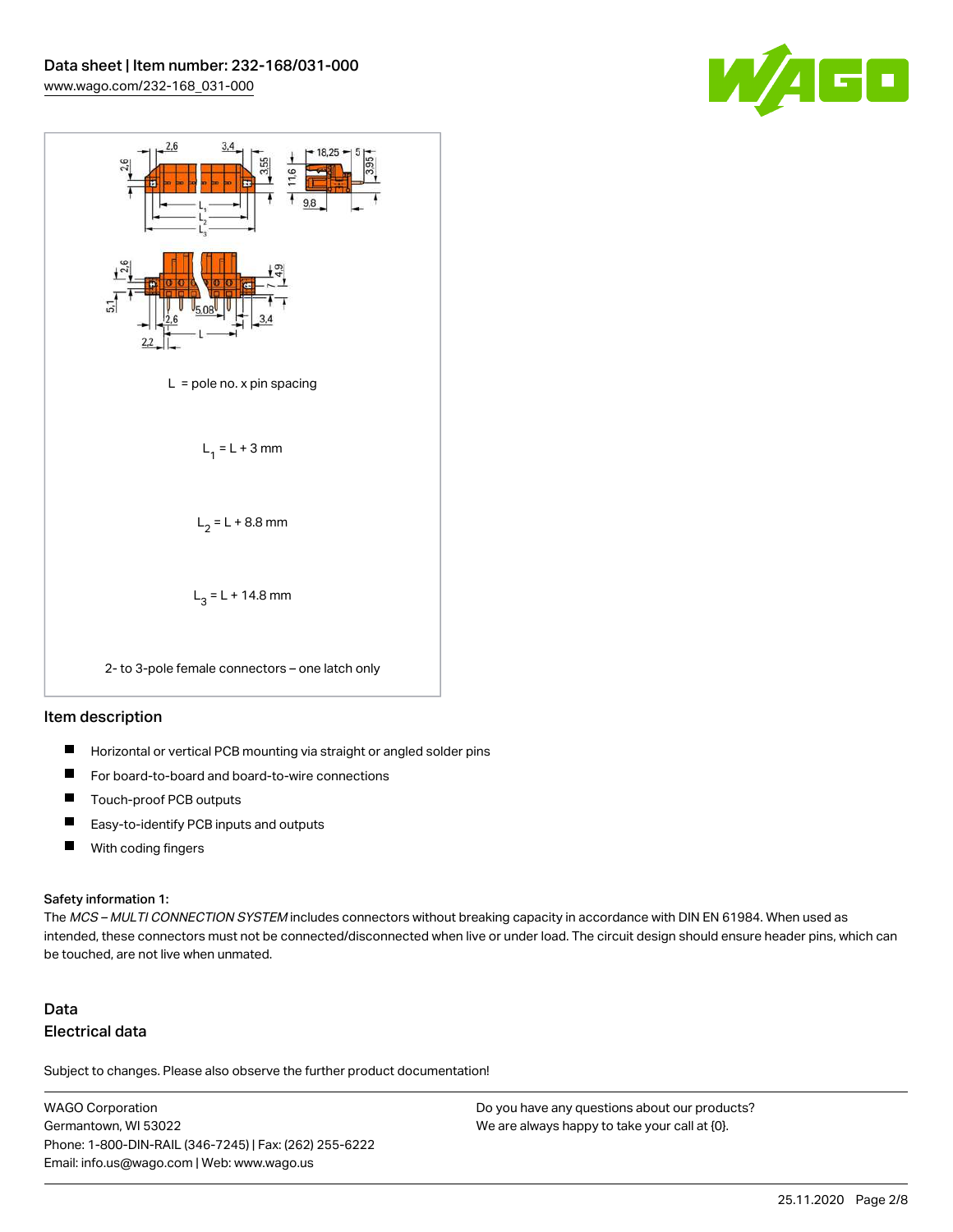L = pole no. x pin spacing

$L_1 = L + 3$ mm

$L_2 = L + 8.8$ mm

$L_3 = L + 14.8$ mm

2- to 3-pole female connectors – one latch only

## Item description

- Horizontal or vertical PCB mounting via straight or angled solder pins
- For board-to-board and board-to-wire connections
- Touch-proof PCB outputs
- Easy-to-identify PCB inputs and outputs
- With coding fingers

**Safety information 1:**

The *MCS – MULTI CONNECTION SYSTEM* includes connectors without breaking capacity in accordance with DIN EN 61984. When used as intended, these connectors must not be connected/disconnected when live or under load. The circuit design should ensure header pins, which can be touched, are not live when unmated.

## Data

### Electrical data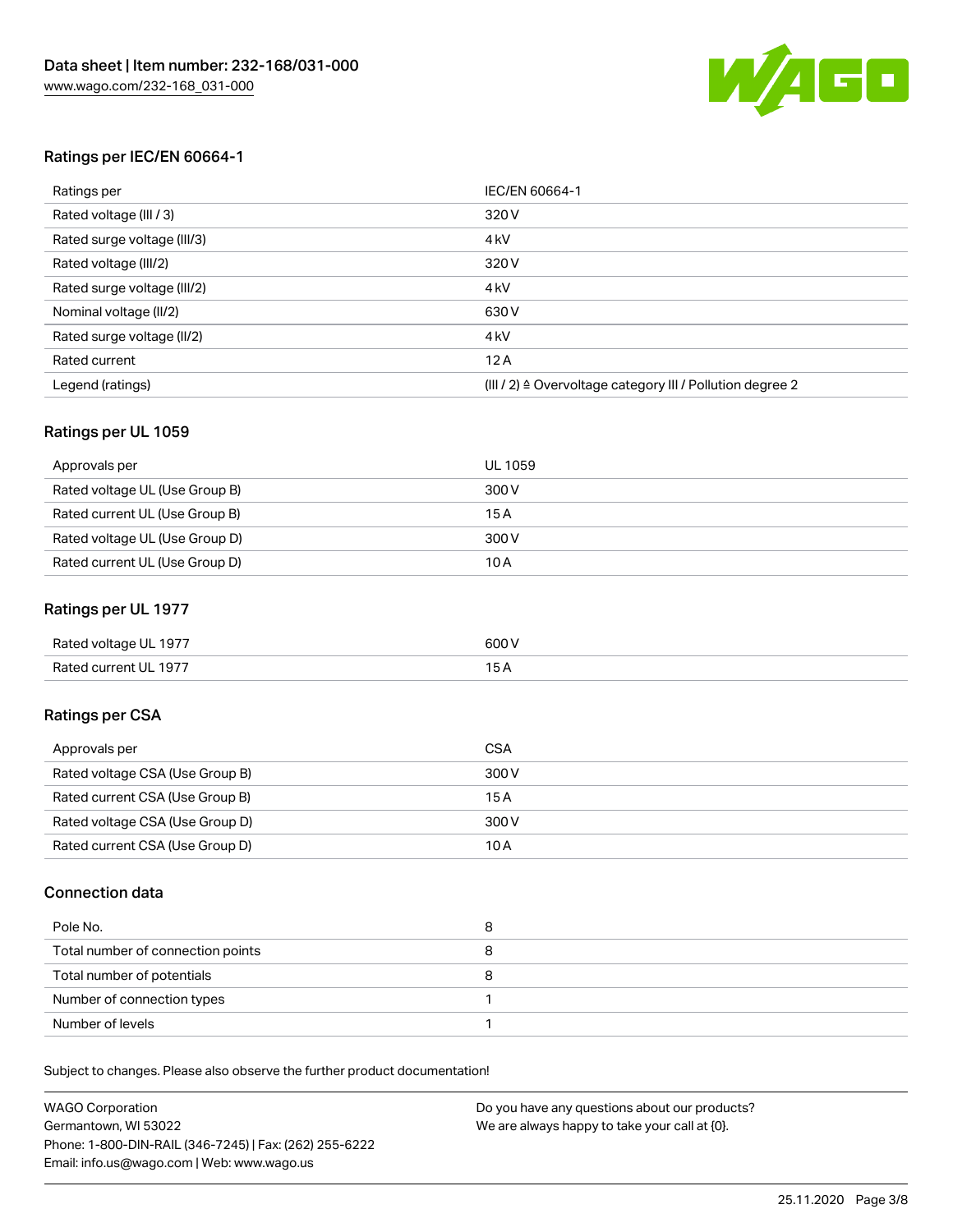## Ratings per IEC/EN 60664-1

| Ratings per | IEC/EN 60664-1 |
|---|---|
| Rated voltage (III / 3) | 320 V |
| Rated surge voltage (III/3) | 4 kV |
| Rated voltage (III/2) | 320 V |
| Rated surge voltage (III/2) | 4 kV |
| Nominal voltage (II/2) | 630 V |
| Rated surge voltage (II/2) | 4 kV |
| Rated current | 12 A |
| Legend (ratings) | (III / 2) ≙ Overvoltage category III / Pollution degree 2 |

## Ratings per UL 1059

| Approvals per | UL 1059 |
|---|---|
| Rated voltage UL (Use Group B) | 300 V |
| Rated current UL (Use Group B) | 15 A |
| Rated voltage UL (Use Group D) | 300 V |
| Rated current UL (Use Group D) | 10 A |

## Ratings per UL 1977

| Rated voltage UL 1977 | 600 V |
|---|---|
| Rated current UL 1977 | 15 A |

## Ratings per CSA

| Approvals per | CSA |
|---|---|
| Rated voltage CSA (Use Group B) | 300 V |
| Rated current CSA (Use Group B) | 15 A |
| Rated voltage CSA (Use Group D) | 300 V |
| Rated current CSA (Use Group D) | 10 A |

## Connection data

| Pole No. | 8 |
|---|---|
| Total number of connection points | 8 |
| Total number of potentials | 8 |
| Number of connection types | 1 |
| Number of levels | 1 |

Subject to changes. Please also observe the further product documentation!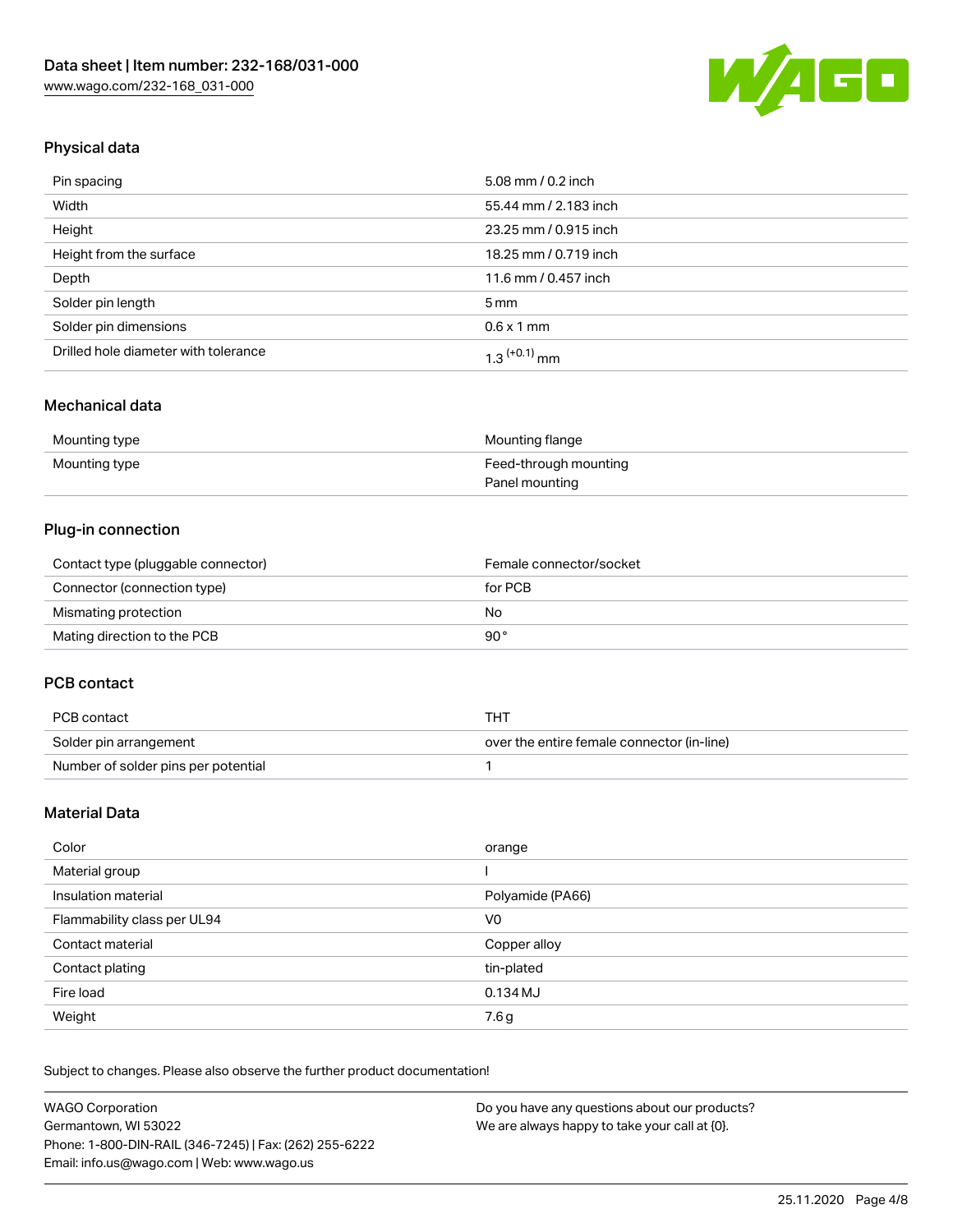## Physical data

| | |
|---|---|
| Pin spacing | 5.08 mm / 0.2 inch |
| Width | 55.44 mm / 2.183 inch |
| Height | 23.25 mm / 0.915 inch |
| Height from the surface | 18.25 mm / 0.719 inch |
| Depth | 11.6 mm / 0.457 inch |
| Solder pin length | 5 mm |
| Solder pin dimensions | 0.6 x 1 mm |
| Drilled hole diameter with tolerance | $1.3^{(+0.1)}$ mm |

## Mechanical data

| | |
|---|---|
| Mounting type | Mounting flange |
| Mounting type | Feed-through mounting<br>Panel mounting |

## Plug-in connection

| | |
|---|---|
| Contact type (pluggable connector) | Female connector/socket |
| Connector (connection type) | for PCB |
| Mismating protection | No |
| Mating direction to the PCB | 90° |

## PCB contact

| | |
|---|---|
| PCB contact | THT |
| Solder pin arrangement | over the entire female connector (in-line) |
| Number of solder pins per potential | 1 |

## Material Data

| | |
|---|---|
| Color | orange |
| Material group | I |
| Insulation material | Polyamide (PA66) |
| Flammability class per UL94 | V0 |
| Contact material | Copper alloy |
| Contact plating | tin-plated |
| Fire load | 0.134 MJ |
| Weight | 7.6 g |

Subject to changes. Please also observe the further product documentation!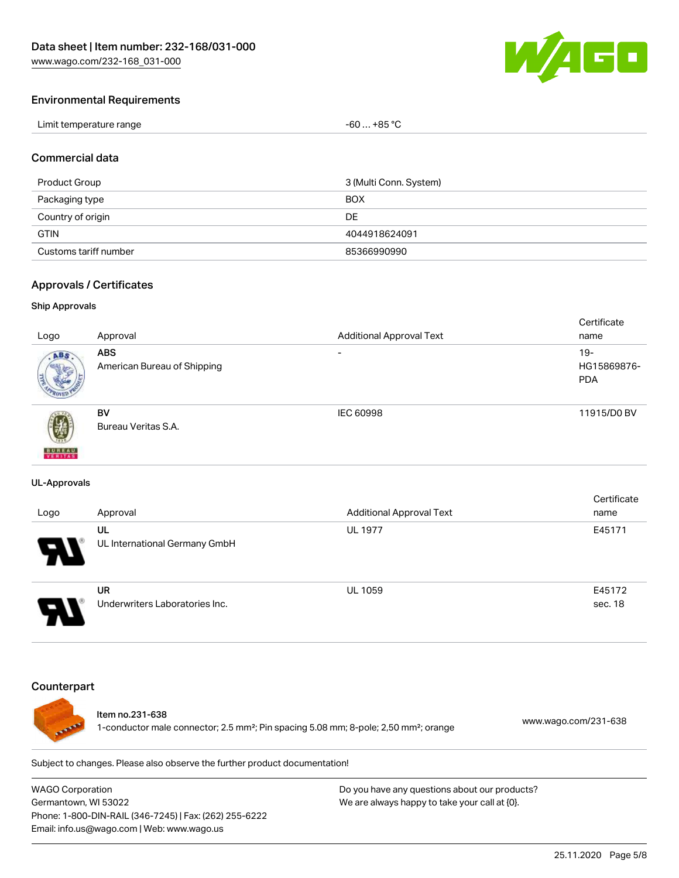## Environmental Requirements

| Limit temperature range | -60 … +85 °C |
|---|---|

## Commercial data

| Product Group | 3 (Multi Conn. System) |
|---|---|
| Packaging type | BOX |
| Country of origin | DE |
| GTIN | 4044918624091 |
| Customs tariff number | 85366990990 |

## Approvals / Certificates

### Ship Approvals

| Logo | Approval | Additional Approval Text | Certificate name |
|---|---|---|---|
| | **ABS** American Bureau of Shipping | - | 19-HG15869876-PDA |
| | **BV** Bureau Veritas S.A. | IEC 60998 | 11915/D0 BV |

### UL-Approvals

| Logo | Approval | Additional Approval Text | Certificate name |
|---|---|---|---|
| | **UL** UL International Germany GmbH | UL 1977 | E45171 |
| | **UR** Underwriters Laboratories Inc. | UL 1059 | E45172 sec. 18 |

## Counterpart

Item no.231-638
1-conductor male connector; 2.5 mm²; Pin spacing 5.08 mm; 8-pole; 2,50 mm²; orange

www.wago.com/231-638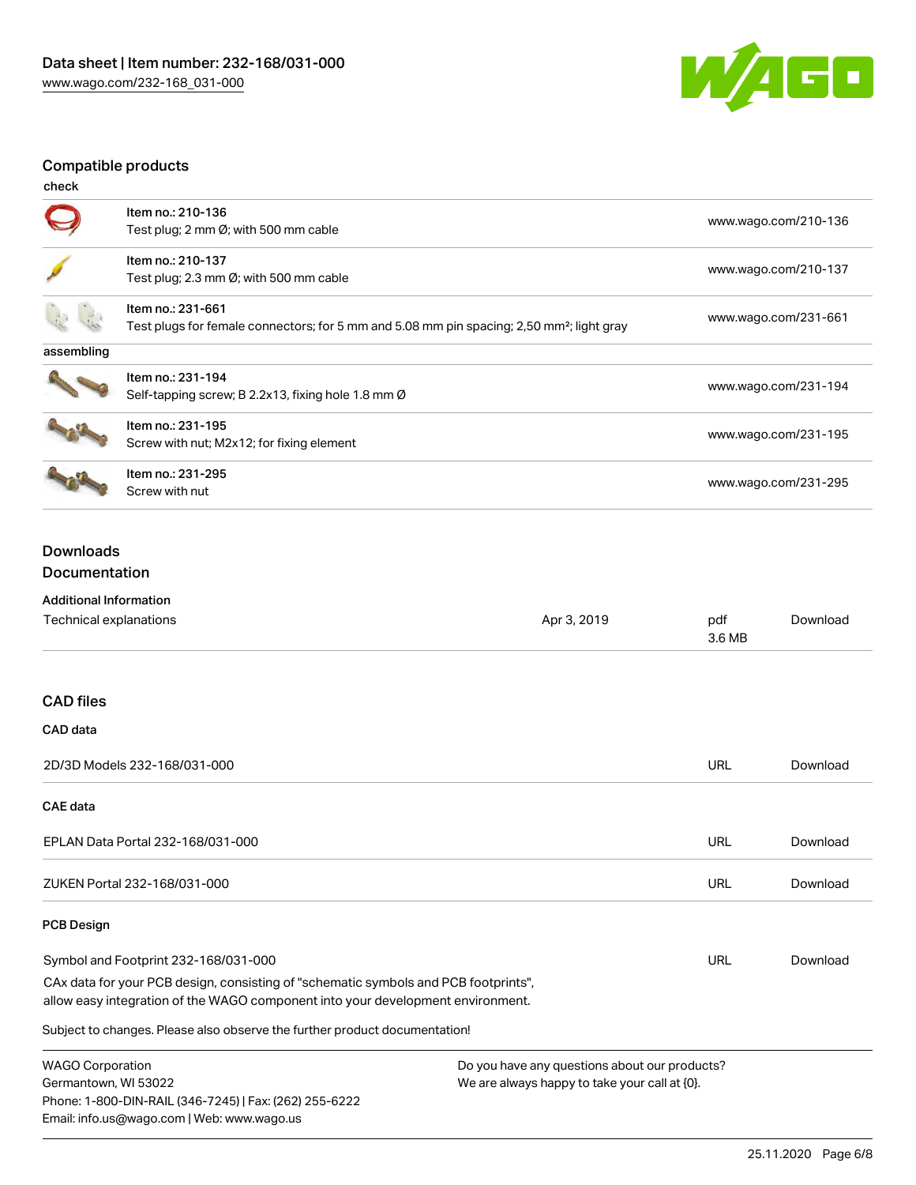## Compatible products

check

| Item | Description | Link |
| --- | --- | --- |
| Item no.: 210-136 | Test plug; 2 mm Ø; with 500 mm cable | www.wago.com/210-136 |
| Item no.: 210-137 | Test plug; 2.3 mm Ø; with 500 mm cable | www.wago.com/210-137 |
| Item no.: 231-661 | Test plugs for female connectors; for 5 mm and 5.08 mm pin spacing; 2,50 mm²; light gray | www.wago.com/231-661 |

assembling

| Item | Description | Link |
| --- | --- | --- |
| Item no.: 231-194 | Self-tapping screw; B 2.2x13, fixing hole 1.8 mm Ø | www.wago.com/231-194 |
| Item no.: 231-195 | Screw with nut; M2x12; for fixing element | www.wago.com/231-195 |
| Item no.: 231-295 | Screw with nut | www.wago.com/231-295 |

## Downloads

### Documentation

**Additional Information**

| | | | |
| --- | --- | --- | --- |
| Technical explanations | Apr 3, 2019 | pdf 3.6 MB | Download |

## CAD files

**CAD data**

| | | |
| --- | --- | --- |
| 2D/3D Models 232-168/031-000 | URL | Download |

**CAE data**

| | | |
| --- | --- | --- |
| EPLAN Data Portal 232-168/031-000 | URL | Download |
| ZUKEN Portal 232-168/031-000 | URL | Download |

**PCB Design**

| | | |
| --- | --- | --- |
| Symbol and Footprint 232-168/031-000 | URL | Download |

CAx data for your PCB design, consisting of "schematic symbols and PCB footprints", allow easy integration of the WAGO component into your development environment.

Subject to changes. Please also observe the further product documentation!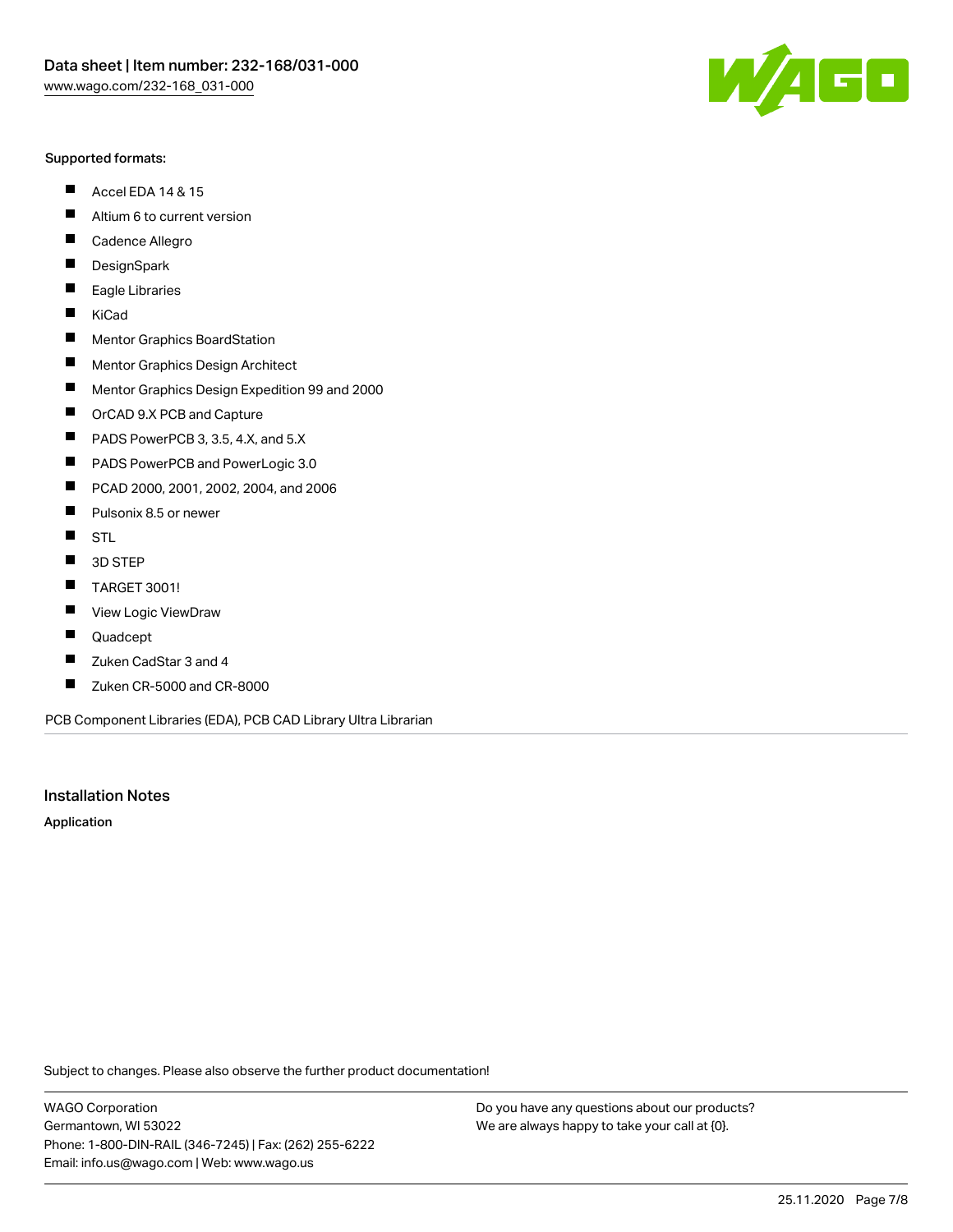Supported formats:

- Accel EDA 14 & 15
- Altium 6 to current version
- Cadence Allegro
- DesignSpark
- Eagle Libraries
- KiCad
- Mentor Graphics BoardStation
- Mentor Graphics Design Architect
- Mentor Graphics Design Expedition 99 and 2000
- OrCAD 9.X PCB and Capture
- PADS PowerPCB 3, 3.5, 4.X, and 5.X
- PADS PowerPCB and PowerLogic 3.0
- PCAD 2000, 2001, 2002, 2004, and 2006
- Pulsonix 8.5 or newer
- STL
- 3D STEP
- TARGET 3001!
- View Logic ViewDraw
- Quadcept
- Zuken CadStar 3 and 4
- Zuken CR-5000 and CR-8000

PCB Component Libraries (EDA), PCB CAD Library Ultra Librarian

## Installation Notes

**Application**

Subject to changes. Please also observe the further product documentation!

WAGO Corporation
Germantown, WI 53022
Phone: 1-800-DIN-RAIL (346-7245) | Fax: (262) 255-6222
Email: info.us@wago.com | Web: www.wago.us

Do you have any questions about our products?
We are always happy to take your call at {0}.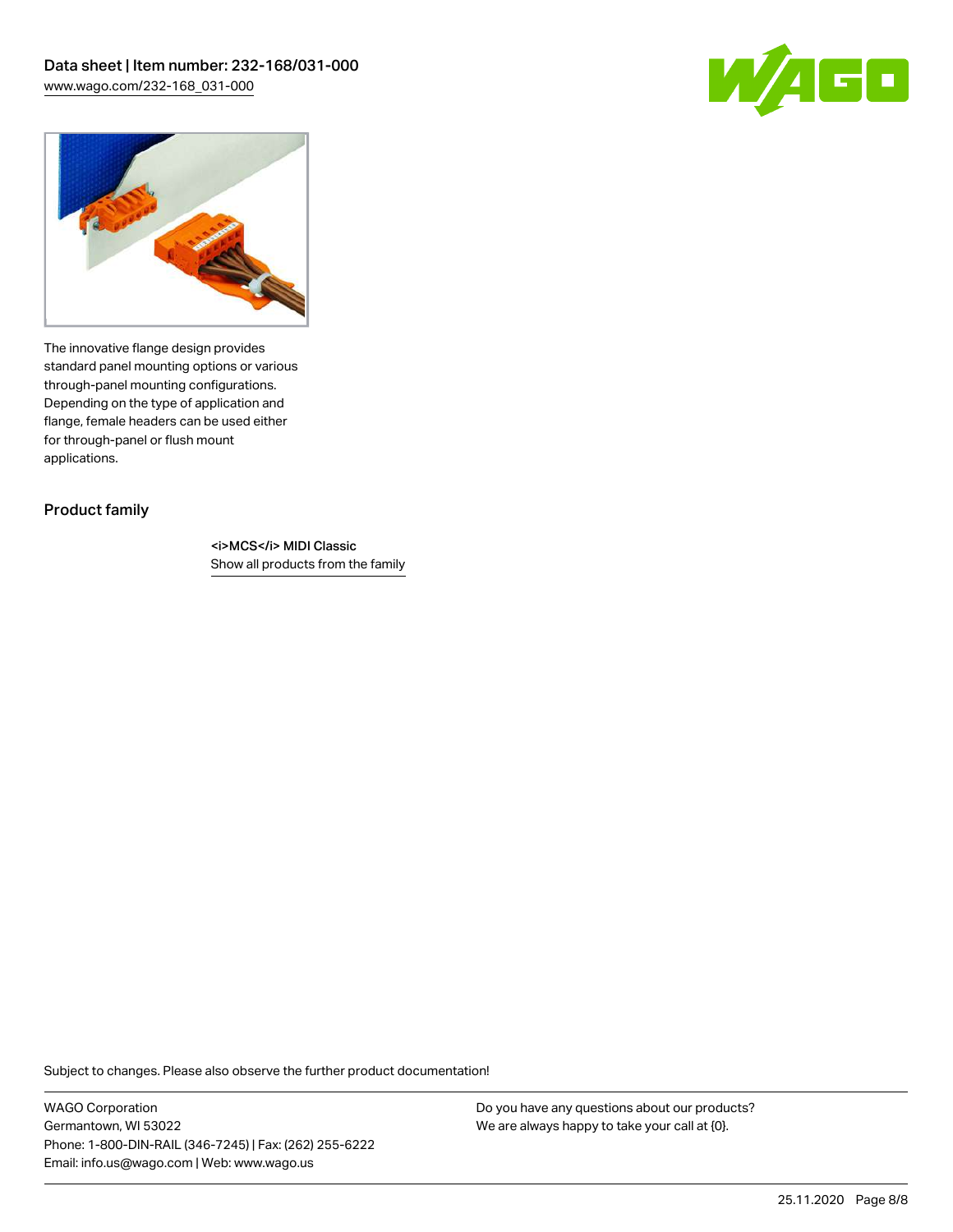The innovative flange design provides standard panel mounting options or various through-panel mounting configurations. Depending on the type of application and flange, female headers can be used either for through-panel or flush mount applications.

## Product family

<i>MCS</i> MIDI Classic
Show all products from the family

Subject to changes. Please also observe the further product documentation!

WAGO Corporation
Germantown, WI 53022
Phone: 1-800-DIN-RAIL (346-7245) | Fax: (262) 255-6222
Email: info.us@wago.com | Web: www.wago.us

Do you have any questions about our products?
We are always happy to take your call at {0}.